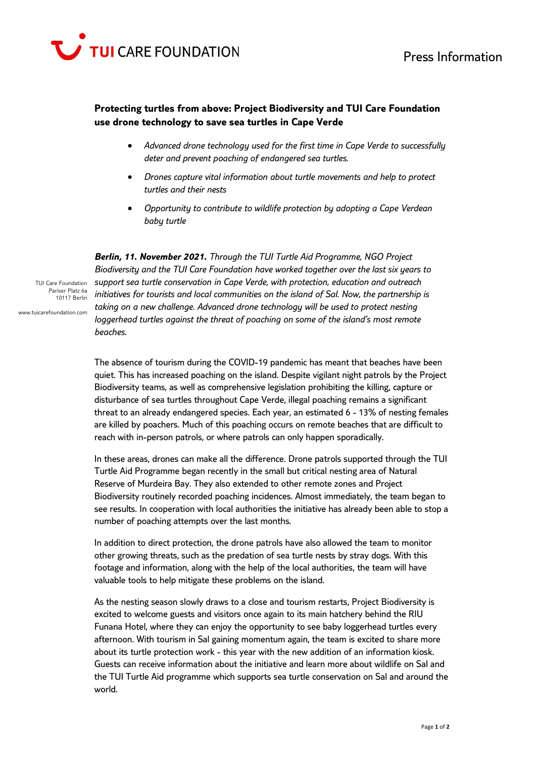**TUI CARE FOUNDATION**

Press Information

## Protecting turtles from above: Project Biodiversity and TUI Care Foundation use drone technology to save sea turtles in Cape Verde

- *Advanced drone technology used for the first time in Cape Verde to successfully deter and prevent poaching of endangered sea turtles.*
- *Drones capture vital information about turtle movements and help to protect turtles and their nests*
- *Opportunity to contribute to wildlife protection by adopting a Cape Verdean baby turtle*

TUI Care Foundation
Pariser Platz 6a
10117 Berlin

www.tuicarefoundation.com

***Berlin, 11. November 2021.*** *Through the TUI Turtle Aid Programme, NGO Project Biodiversity and the TUI Care Foundation have worked together over the last six years to support sea turtle conservation in Cape Verde, with protection, education and outreach initiatives for tourists and local communities on the island of Sal. Now, the partnership is taking on a new challenge. Advanced drone technology will be used to protect nesting loggerhead turtles against the threat of poaching on some of the island's most remote beaches.*

The absence of tourism during the COVID-19 pandemic has meant that beaches have been quiet. This has increased poaching on the island. Despite vigilant night patrols by the Project Biodiversity teams, as well as comprehensive legislation prohibiting the killing, capture or disturbance of sea turtles throughout Cape Verde, illegal poaching remains a significant threat to an already endangered species. Each year, an estimated 6 - 13% of nesting females are killed by poachers. Much of this poaching occurs on remote beaches that are difficult to reach with in-person patrols, or where patrols can only happen sporadically.

In these areas, drones can make all the difference. Drone patrols supported through the TUI Turtle Aid Programme began recently in the small but critical nesting area of Natural Reserve of Murdeira Bay. They also extended to other remote zones and Project Biodiversity routinely recorded poaching incidences. Almost immediately, the team began to see results. In cooperation with local authorities the initiative has already been able to stop a number of poaching attempts over the last months.

In addition to direct protection, the drone patrols have also allowed the team to monitor other growing threats, such as the predation of sea turtle nests by stray dogs. With this footage and information, along with the help of the local authorities, the team will have valuable tools to help mitigate these problems on the island.

As the nesting season slowly draws to a close and tourism restarts, Project Biodiversity is excited to welcome guests and visitors once again to its main hatchery behind the RIU Funana Hotel, where they can enjoy the opportunity to see baby loggerhead turtles every afternoon. With tourism in Sal gaining momentum again, the team is excited to share more about its turtle protection work - this year with the new addition of an information kiosk. Guests can receive information about the initiative and learn more about wildlife on Sal and the TUI Turtle Aid programme which supports sea turtle conservation on Sal and around the world.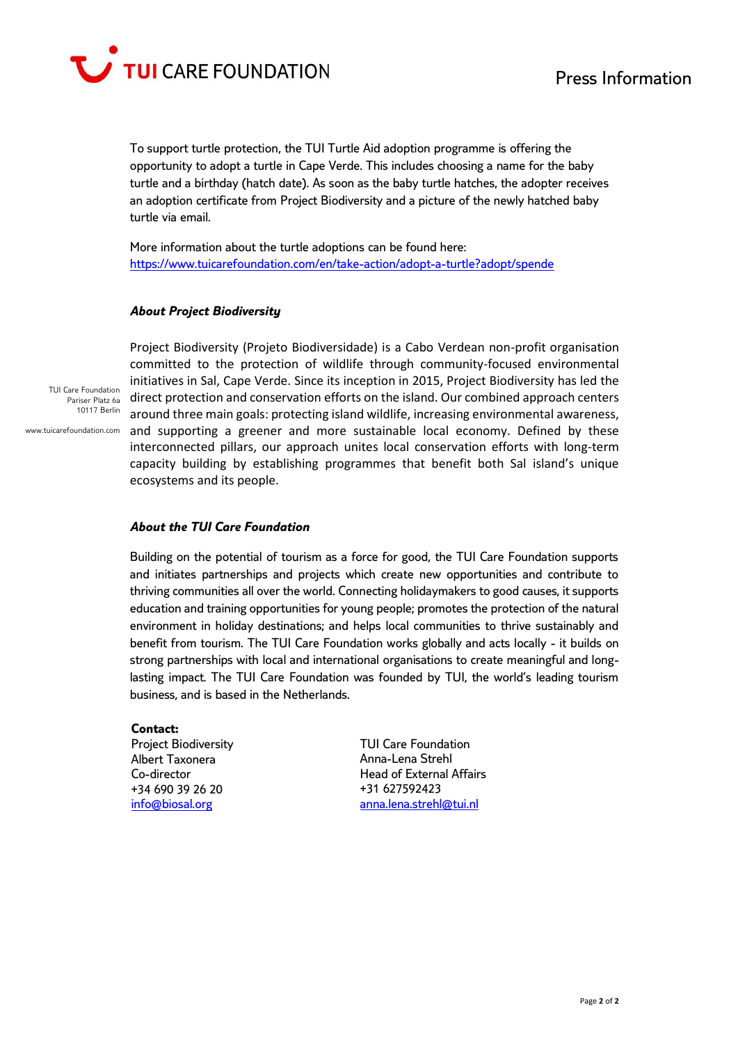To support turtle protection, the TUI Turtle Aid adoption programme is offering the opportunity to adopt a turtle in Cape Verde. This includes choosing a name for the baby turtle and a birthday (hatch date). As soon as the baby turtle hatches, the adopter receives an adoption certificate from Project Biodiversity and a picture of the newly hatched baby turtle via email.

More information about the turtle adoptions can be found here:
https://www.tuicarefoundation.com/en/take-action/adopt-a-turtle?adopt/spende

***About Project Biodiversity***

Project Biodiversity (Projeto Biodiversidade) is a Cabo Verdean non-profit organisation committed to the protection of wildlife through community-focused environmental initiatives in Sal, Cape Verde. Since its inception in 2015, Project Biodiversity has led the direct protection and conservation efforts on the island. Our combined approach centers around three main goals: protecting island wildlife, increasing environmental awareness, and supporting a greener and more sustainable local economy. Defined by these interconnected pillars, our approach unites local conservation efforts with long-term capacity building by establishing programmes that benefit both Sal island's unique ecosystems and its people.

***About the TUI Care Foundation***

Building on the potential of tourism as a force for good, the TUI Care Foundation supports and initiates partnerships and projects which create new opportunities and contribute to thriving communities all over the world. Connecting holidaymakers to good causes, it supports education and training opportunities for young people; promotes the protection of the natural environment in holiday destinations; and helps local communities to thrive sustainably and benefit from tourism. The TUI Care Foundation works globally and acts locally - it builds on strong partnerships with local and international organisations to create meaningful and long-lasting impact. The TUI Care Foundation was founded by TUI, the world's leading tourism business, and is based in the Netherlands.

**Contact:**

Project Biodiversity
Albert Taxonera
Co-director
+34 690 39 26 20
info@biosal.org

TUI Care Foundation
Anna-Lena Strehl
Head of External Affairs
+31 627592423
anna.lena.strehl@tui.nl